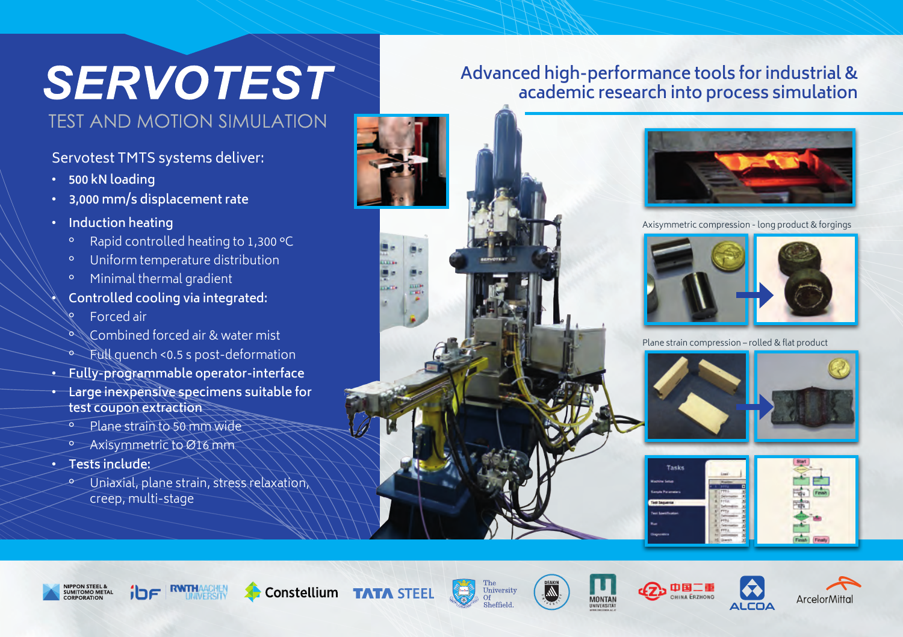# SERVOTEST

TEST AND MOTION SIMULATION

## Advanced high-performance tools for industrial & academic research into process simulation

Servotest TMTS systems deliver:

- **500 kN loading**
- **3,000 mm/s displacement rate**
- **Induction heating**
  - Rapid controlled heating to 1,300 °C
  - Uniform temperature distribution
  - Minimal thermal gradient
- **Controlled cooling via integrated:**
  - Forced air
  - Combined forced air & water mist
  - Full quench <0.5 s post-deformation
- **Fully-programmable operator-interface**
- **Large inexpensive specimens suitable for test coupon extraction**
  - Plane strain to 50 mm wide
  - Axisymmetric to Ø16 mm
- **Tests include:**
  - Uniaxial, plane strain, stress relaxation, creep, multi-stage

Axisymmetric compression - long product & forgings

Plane strain compression – rolled & flat product

NIPPON STEEL & SUMITOMO METAL CORPORATION · ibf RWTH AACHEN UNIVERSITY · Constellium · TATA STEEL · The University Of Sheffield. · DEAKIN UNIVERSITY · MONTAN UNIVERSITÄT · 中国二重 CHINA ERZHONG · ALCOA · ArcelorMittal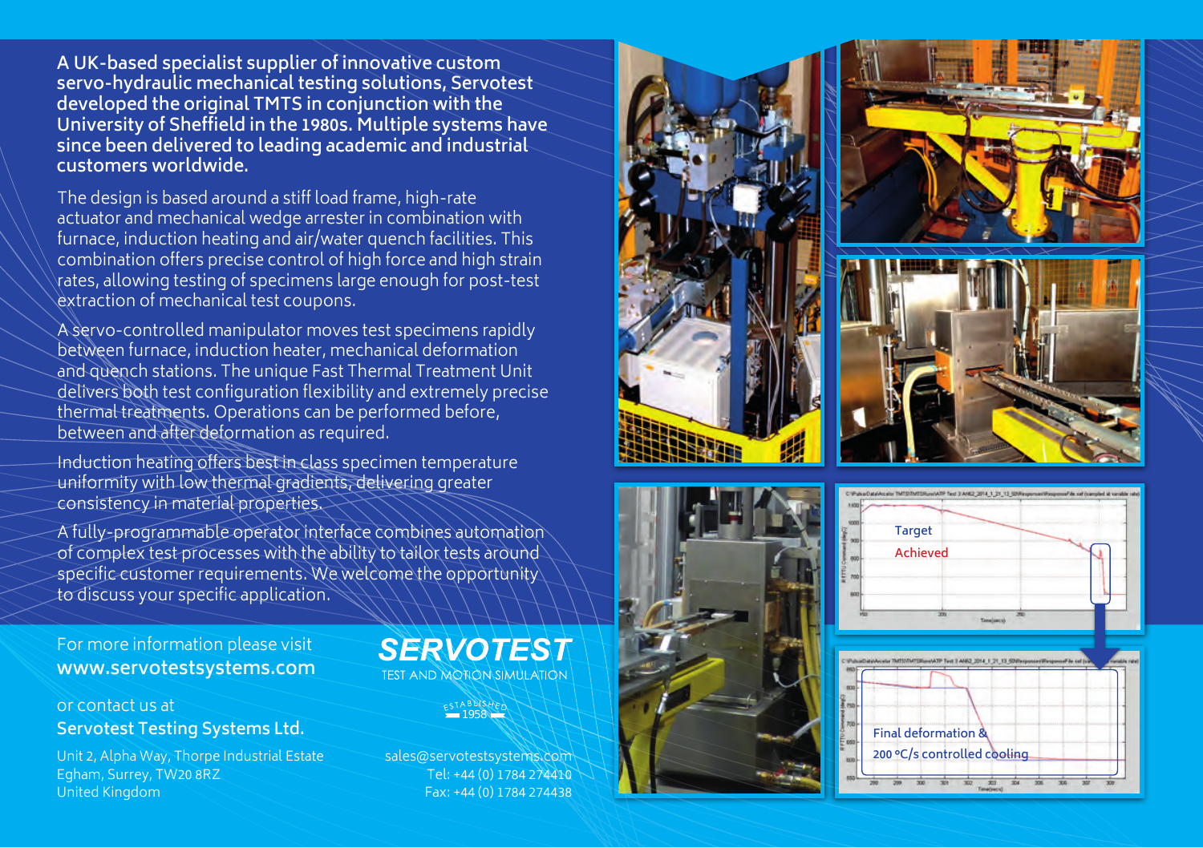**A UK-based specialist supplier of innovative custom servo-hydraulic mechanical testing solutions, Servotest developed the original TMTS in conjunction with the University of Sheffield in the 1980s. Multiple systems have since been delivered to leading academic and industrial customers worldwide.**

The design is based around a stiff load frame, high-rate actuator and mechanical wedge arrester in combination with furnace, induction heating and air/water quench facilities. This combination offers precise control of high force and high strain rates, allowing testing of specimens large enough for post-test extraction of mechanical test coupons.

A servo-controlled manipulator moves test specimens rapidly between furnace, induction heater, mechanical deformation and quench stations. The unique Fast Thermal Treatment Unit delivers both test configuration flexibility and extremely precise thermal treatments. Operations can be performed before, between and after deformation as required.

Induction heating offers best in class specimen temperature uniformity with low thermal gradients, delivering greater consistency in material properties.

A fully-programmable operator interface combines automation of complex test processes with the ability to tailor tests around specific customer requirements. We welcome the opportunity to discuss your specific application.

Target

Achieved

Final deformation &

200 °C/s controlled cooling

For more information please visit
**www.servotestsystems.com**

or contact us at
**Servotest Testing Systems Ltd.**

Unit 2, Alpha Way, Thorpe Industrial Estate
Egham, Surrey, TW20 8RZ
United Kingdom

**SERVOTEST**
TEST AND MOTION SIMULATION
ESTABLISHED 1958

sales@servotestsystems.com
Tel: +44 (0) 1784 274410
Fax: +44 (0) 1784 274438